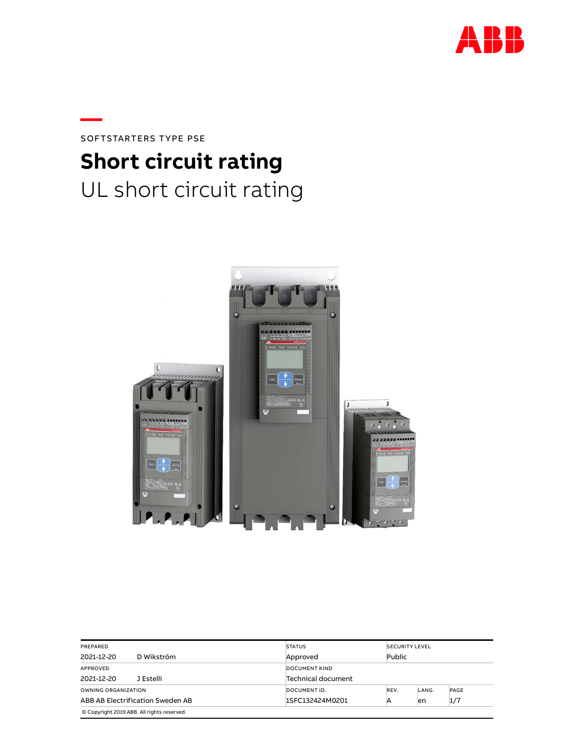SOFTSTARTERS TYPE PSE

# Short circuit rating

## UL short circuit rating

| PREPARED | | STATUS | SECURITY LEVEL | | |
|---|---|---|---|---|---|
| 2021-12-20 | D Wikström | Approved | Public | | |
| APPROVED | | DOCUMENT KIND | | | |
| 2021-12-20 | J Estelli | Technical document | | | |
| OWNING ORGANIZATION | | DOCUMENT ID. | REV. | LANG. | PAGE |
| ABB AB Electrification Sweden AB | | 1SFC132424M0201 | A | en | 1/7 |

© Copyright 2019 ABB. All rights reserved.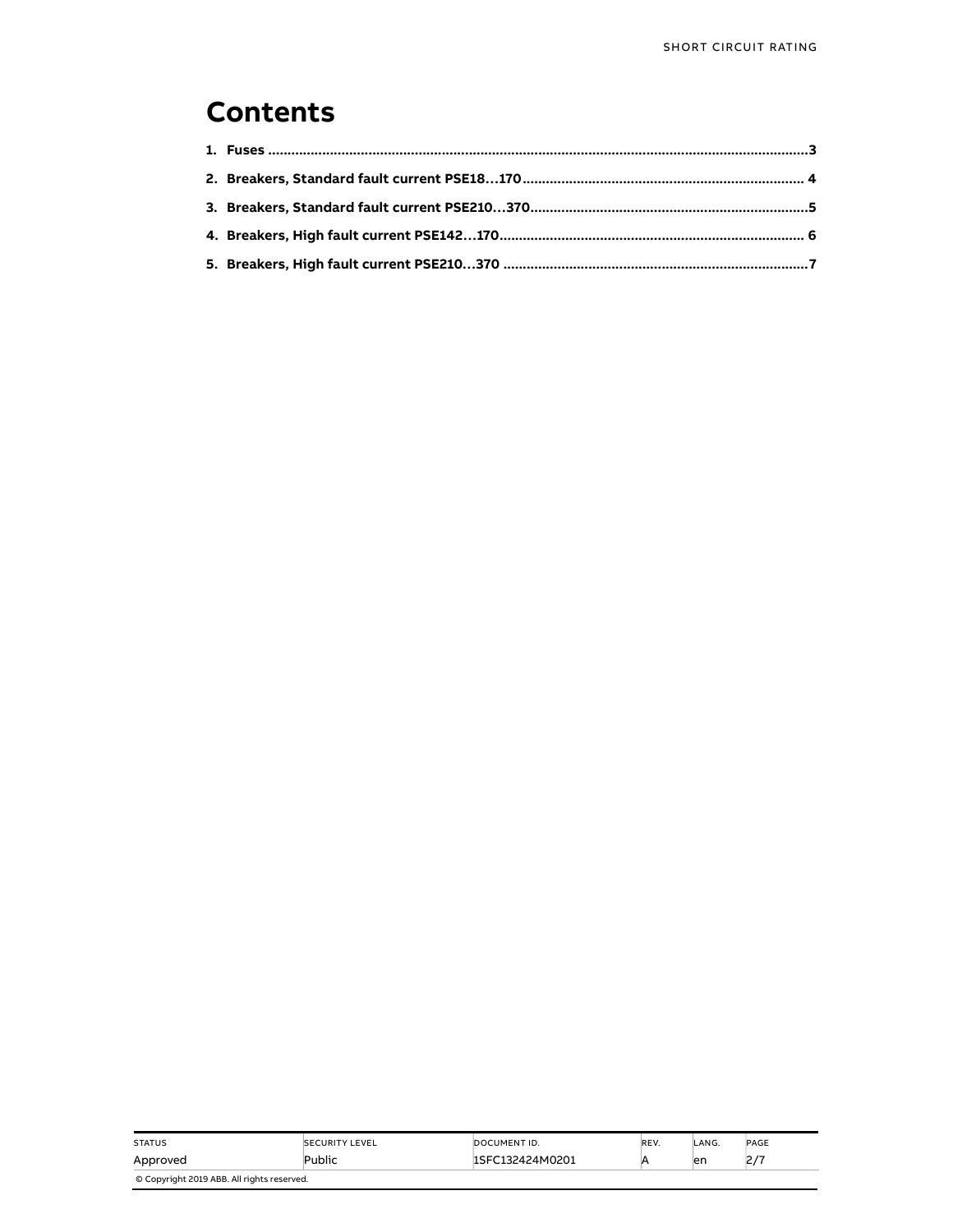# Contents

1. Fuses ........................................................................................................................................3
2. Breakers, Standard fault current PSE18…170 ....................................................................... 4
3. Breakers, Standard fault current PSE210…370 .......................................................................5
4. Breakers, High fault current PSE142…170 ............................................................................. 6
5. Breakers, High fault current PSE210…370 ..............................................................................7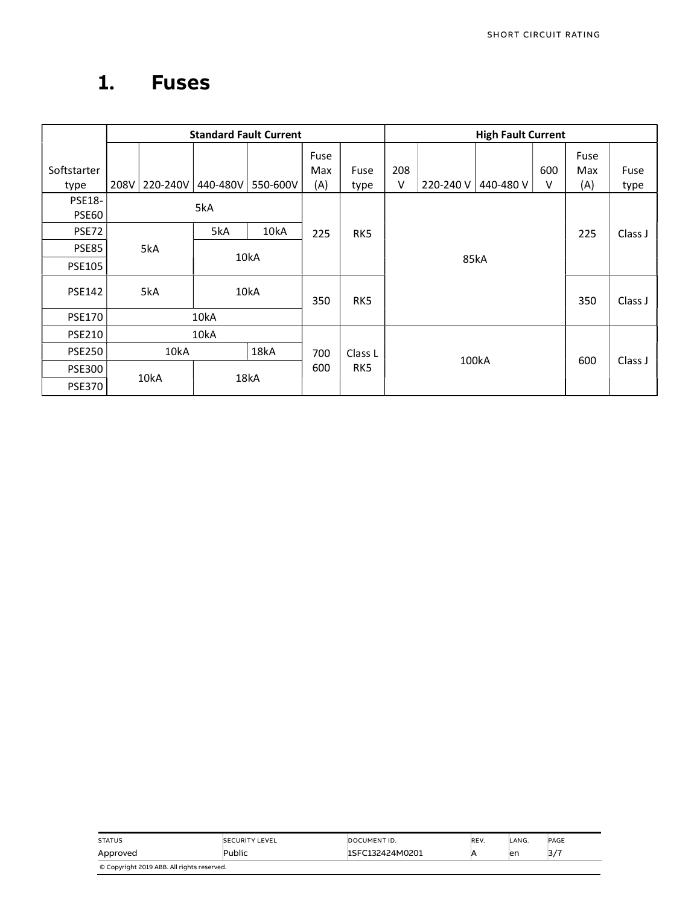# 1. Fuses

| Softstarter type | Standard Fault Current | | | | | | High Fault Current | | | | | |
|---|---|---|---|---|---|---|---|---|---|---|---|---|
| | 208V | 220-240V | 440-480V | 550-600V | Fuse Max (A) | Fuse type | 208 V | 220-240 V | 440-480 V | 600 V | Fuse Max (A) | Fuse type |
| PSE18-PSE60 | 5kA | | | | 225 | RK5 | 85kA | | | | 225 | Class J |
| PSE72 | 5kA | | 5kA | 10kA | | | | | | | | |
| PSE85 | | | 10kA | | | | | | | | | |
| PSE105 | | | | | | | | | | | | |
| PSE142 | 5kA | | 10kA | | 350 | RK5 | | | | | 350 | Class J |
| PSE170 | 10kA | | | | | | | | | | | |
| PSE210 | 10kA | | | | 700<br>600 | Class L<br>RK5 | 100kA | | | | 600 | Class J |
| PSE250 | 10kA | | | 18kA | | | | | | | | |
| PSE300 | 10kA | | 18kA | | | | | | | | | |
| PSE370 | | | | | | | | | | | | |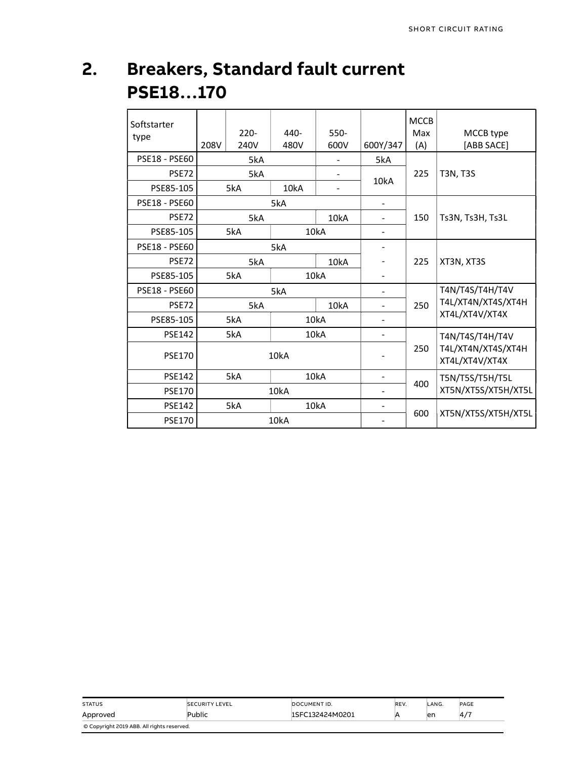## 2. Breakers, Standard fault current PSE18…170

| Softstarter type | 208V | 220-240V | 440-480V | 550-600V | 600Y/347 | MCCB Max (A) | MCCB type [ABB SACE] |
|---|---|---|---|---|---|---|---|
| PSE18 - PSE60 | 5kA | 5kA | 5kA | - | 5kA | 225 | T3N, T3S |
| PSE72 | 5kA | 5kA | 5kA | - | 10kA | 225 | T3N, T3S |
| PSE85-105 | 5kA | 5kA | 10kA | - | 10kA | 225 | T3N, T3S |
| PSE18 - PSE60 | 5kA | 5kA | 5kA | 5kA | - | 150 | Ts3N, Ts3H, Ts3L |
| PSE72 | 5kA | 5kA | 5kA | 10kA | - | 150 | Ts3N, Ts3H, Ts3L |
| PSE85-105 | 5kA | 5kA | 10kA | 10kA | - | 150 | Ts3N, Ts3H, Ts3L |
| PSE18 - PSE60 | 5kA | 5kA | 5kA | 5kA | - | 225 | XT3N, XT3S |
| PSE72 | 5kA | 5kA | 5kA | 10kA | - | 225 | XT3N, XT3S |
| PSE85-105 | 5kA | 5kA | 10kA | 10kA | - | 225 | XT3N, XT3S |
| PSE18 - PSE60 | 5kA | 5kA | 5kA | 5kA | - | 250 | T4N/T4S/T4H/T4V T4L/XT4N/XT4S/XT4H XT4L/XT4V/XT4X |
| PSE72 | 5kA | 5kA | 5kA | 10kA | - | 250 | T4N/T4S/T4H/T4V T4L/XT4N/XT4S/XT4H XT4L/XT4V/XT4X |
| PSE85-105 | 5kA | 5kA | 10kA | 10kA | - | 250 | T4N/T4S/T4H/T4V T4L/XT4N/XT4S/XT4H XT4L/XT4V/XT4X |
| PSE142 | 5kA | 5kA | 10kA | 10kA | - | 250 | T4N/T4S/T4H/T4V T4L/XT4N/XT4S/XT4H XT4L/XT4V/XT4X |
| PSE170 | 10kA | 10kA | 10kA | 10kA | - | 250 | T4N/T4S/T4H/T4V T4L/XT4N/XT4S/XT4H XT4L/XT4V/XT4X |
| PSE142 | 5kA | 5kA | 10kA | 10kA | - | 400 | T5N/T5S/T5H/T5L XT5N/XT5S/XT5H/XT5L |
| PSE170 | 10kA | 10kA | 10kA | 10kA | - | 400 | T5N/T5S/T5H/T5L XT5N/XT5S/XT5H/XT5L |
| PSE142 | 5kA | 5kA | 10kA | 10kA | - | 600 | XT5N/XT5S/XT5H/XT5L |
| PSE170 | 10kA | 10kA | 10kA | 10kA | - | 600 | XT5N/XT5S/XT5H/XT5L |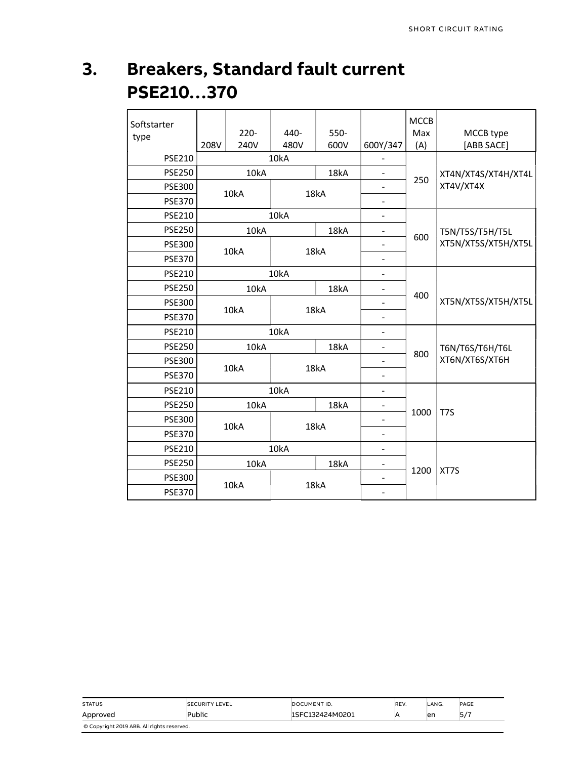# 3. Breakers, Standard fault current PSE210…370

| Softstarter type | 208V | 220-240V | 440-480V | 550-600V | 600Y/347 | MCCB Max (A) | MCCB type [ABB SACE] |
|---|---|---|---|---|---|---|---|
| PSE210 | 10kA | | | | - | 250 | XT4N/XT4S/XT4H/XT4L XT4V/XT4X |
| PSE250 | 10kA | | | 18kA | - | | |
| PSE300 | 10kA | | 18kA | | - | | |
| PSE370 | | | | | - | | |
| PSE210 | 10kA | | | | - | 600 | T5N/T5S/T5H/T5L XT5N/XT5S/XT5H/XT5L |
| PSE250 | 10kA | | | 18kA | - | | |
| PSE300 | 10kA | | 18kA | | - | | |
| PSE370 | | | | | - | | |
| PSE210 | 10kA | | | | - | 400 | XT5N/XT5S/XT5H/XT5L |
| PSE250 | 10kA | | | 18kA | - | | |
| PSE300 | 10kA | | 18kA | | - | | |
| PSE370 | | | | | - | | |
| PSE210 | 10kA | | | | - | 800 | T6N/T6S/T6H/T6L XT6N/XT6S/XT6H |
| PSE250 | 10kA | | | 18kA | - | | |
| PSE300 | 10kA | | 18kA | | - | | |
| PSE370 | | | | | - | | |
| PSE210 | 10kA | | | | - | 1000 | T7S |
| PSE250 | 10kA | | | 18kA | - | | |
| PSE300 | 10kA | | 18kA | | - | | |
| PSE370 | | | | | - | | |
| PSE210 | 10kA | | | | - | 1200 | XT7S |
| PSE250 | 10kA | | | 18kA | - | | |
| PSE300 | 10kA | | 18kA | | - | | |
| PSE370 | | | | | - | | |

| STATUS | SECURITY LEVEL | DOCUMENT ID. | REV. | LANG. | PAGE |
|---|---|---|---|---|---|
| Approved | Public | 1SFC132424M0201 | A | en | 5/7 |

© Copyright 2019 ABB. All rights reserved.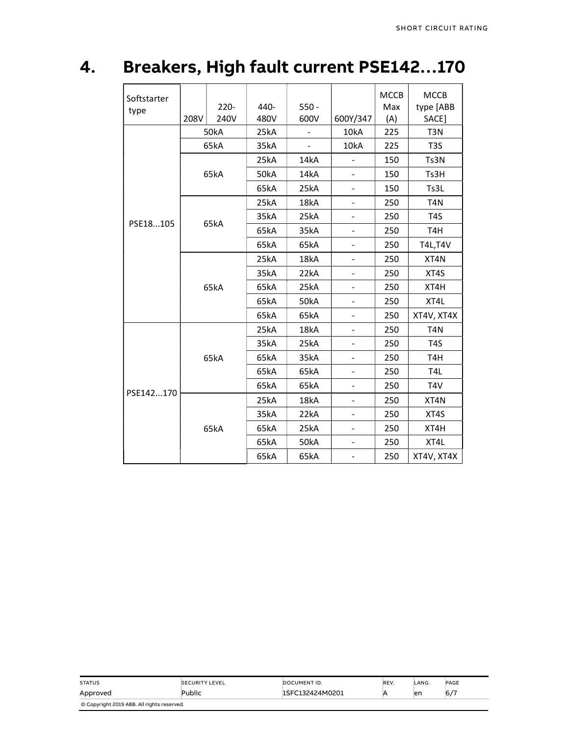# 4. Breakers, High fault current PSE142…170

| Softstarter type | 208V | 220-240V | 440-480V | 550 - 600V | 600Y/347 | MCCB Max (A) | MCCB type [ABB SACE] |
|---|---|---|---|---|---|---|---|
| PSE18...105 | 50kA | | 25kA | - | 10kA | 225 | T3N |
| | 65kA | | 35kA | - | 10kA | 225 | T3S |
| | 65kA | | 25kA | 14kA | - | 150 | Ts3N |
| | | | 50kA | 14kA | - | 150 | Ts3H |
| | | | 65kA | 25kA | - | 150 | Ts3L |
| | 65kA | | 25kA | 18kA | - | 250 | T4N |
| | | | 35kA | 25kA | - | 250 | T4S |
| | | | 65kA | 35kA | - | 250 | T4H |
| | | | 65kA | 65kA | - | 250 | T4L,T4V |
| | 65kA | | 25kA | 18kA | - | 250 | XT4N |
| | | | 35kA | 22kA | - | 250 | XT4S |
| | | | 65kA | 25kA | - | 250 | XT4H |
| | | | 65kA | 50kA | - | 250 | XT4L |
| | | | 65kA | 65kA | - | 250 | XT4V, XT4X |
| PSE142...170 | 65kA | | 25kA | 18kA | - | 250 | T4N |
| | | | 35kA | 25kA | - | 250 | T4S |
| | | | 65kA | 35kA | - | 250 | T4H |
| | | | 65kA | 65kA | - | 250 | T4L |
| | | | 65kA | 65kA | - | 250 | T4V |
| | 65kA | | 25kA | 18kA | - | 250 | XT4N |
| | | | 35kA | 22kA | - | 250 | XT4S |
| | | | 65kA | 25kA | - | 250 | XT4H |
| | | | 65kA | 50kA | - | 250 | XT4L |
| | | | 65kA | 65kA | - | 250 | XT4V, XT4X |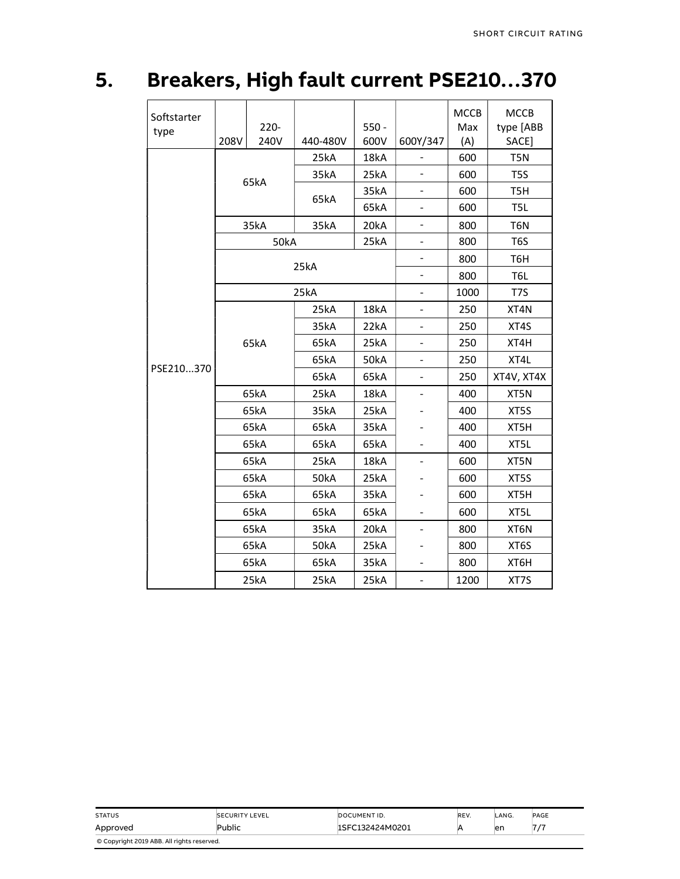# 5. Breakers, High fault current PSE210…370

| Softstarter type | 208V | 220-240V | 440-480V | 550 - 600V | 600Y/347 | MCCB Max (A) | MCCB type [ABB SACE] |
|---|---|---|---|---|---|---|---|
| PSE210...370 | 65kA | 65kA | 25kA | 18kA | - | 600 | T5N |
| | 65kA | 65kA | 35kA | 25kA | - | 600 | T5S |
| | 65kA | 65kA | 65kA | 35kA | - | 600 | T5H |
| | 65kA | 65kA | 65kA | 65kA | - | 600 | T5L |
| | 35kA | 35kA | 35kA | 20kA | - | 800 | T6N |
| | 50kA | 50kA | 50kA | 25kA | - | 800 | T6S |
| | 25kA | 25kA | 25kA | 25kA | - | 800 | T6H |
| | 25kA | 25kA | 25kA | 25kA | - | 800 | T6L |
| | 25kA | 25kA | 25kA | 25kA | - | 1000 | T7S |
| | 65kA | 65kA | 25kA | 18kA | - | 250 | XT4N |
| | 65kA | 65kA | 35kA | 22kA | - | 250 | XT4S |
| | 65kA | 65kA | 65kA | 25kA | - | 250 | XT4H |
| | 65kA | 65kA | 65kA | 50kA | - | 250 | XT4L |
| | 65kA | 65kA | 65kA | 65kA | - | 250 | XT4V, XT4X |
| | 65kA | 65kA | 25kA | 18kA | - | 400 | XT5N |
| | 65kA | 65kA | 35kA | 25kA | - | 400 | XT5S |
| | 65kA | 65kA | 65kA | 35kA | - | 400 | XT5H |
| | 65kA | 65kA | 65kA | 65kA | - | 400 | XT5L |
| | 65kA | 65kA | 25kA | 18kA | - | 600 | XT5N |
| | 65kA | 65kA | 50kA | 25kA | - | 600 | XT5S |
| | 65kA | 65kA | 65kA | 35kA | - | 600 | XT5H |
| | 65kA | 65kA | 65kA | 65kA | - | 600 | XT5L |
| | 65kA | 65kA | 35kA | 20kA | - | 800 | XT6N |
| | 65kA | 65kA | 50kA | 25kA | - | 800 | XT6S |
| | 65kA | 65kA | 65kA | 35kA | - | 800 | XT6H |
| | 25kA | 25kA | 25kA | 25kA | - | 1200 | XT7S |